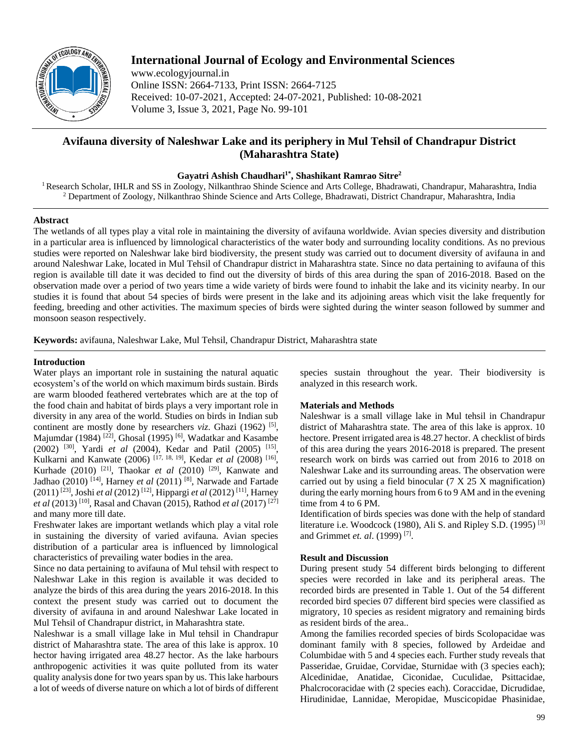# International Journal of Ecology and Environmental Sciences

www.ecologyjournal.in
Online ISSN: 2664-7133, Print ISSN: 2664-7125
Received: 10-07-2021, Accepted: 24-07-2021, Published: 10-08-2021
Volume 3, Issue 3, 2021, Page No. 99-101

## Avifauna diversity of Naleshwar Lake and its periphery in Mul Tehsil of Chandrapur District (Maharashtra State)

**Gayatri Ashish Chaudhari[1*], Shashikant Ramrao Sitre[2]**

[1] Research Scholar, IHLR and SS in Zoology, Nilkanthrao Shinde Science and Arts College, Bhadrawati, Chandrapur, Maharashtra, India
[2] Department of Zoology, Nilkanthrao Shinde Science and Arts College, Bhadrawati, District Chandrapur, Maharashtra, India

### Abstract

The wetlands of all types play a vital role in maintaining the diversity of avifauna worldwide. Avian species diversity and distribution in a particular area is influenced by limnological characteristics of the water body and surrounding locality conditions. As no previous studies were reported on Naleshwar lake bird biodiversity, the present study was carried out to document diversity of avifauna in and around Naleshwar Lake, located in Mul Tehsil of Chandrapur district in Maharashtra state. Since no data pertaining to avifauna of this region is available till date it was decided to find out the diversity of birds of this area during the span of 2016-2018. Based on the observation made over a period of two years time a wide variety of birds were found to inhabit the lake and its vicinity nearby. In our studies it is found that about 54 species of birds were present in the lake and its adjoining areas which visit the lake frequently for feeding, breeding and other activities. The maximum species of birds were sighted during the winter season followed by summer and monsoon season respectively.

**Keywords:** avifauna, Naleshwar Lake, Mul Tehsil, Chandrapur District, Maharashtra state

### Introduction

Water plays an important role in sustaining the natural aquatic ecosystem's of the world on which maximum birds sustain. Birds are warm blooded feathered vertebrates which are at the top of the food chain and habitat of birds plays a very important role in diversity in any area of the world. Studies on birds in Indian sub continent are mostly done by researchers *viz.* Ghazi (1962) [5], Majumdar (1984) [22], Ghosal (1995) [6], Wadatkar and Kasambe (2002) [30], Yardi *et al* (2004), Kedar and Patil (2005) [15], Kulkarni and Kanwate (2006) [17, 18, 19], Kedar *et al* (2008) [16], Kurhade (2010) [21], Thaokar *et al* (2010) [29], Kanwate and Jadhao (2010) [14], Harney *et al* (2011) [8], Narwade and Fartade (2011) [23], Joshi *et al* (2012) [12], Hippargi *et al* (2012) [11], Harney *et al* (2013) [10], Rasal and Chavan (2015), Rathod *et al* (2017) [27] and many more till date.

Freshwater lakes are important wetlands which play a vital role in sustaining the diversity of varied avifauna. Avian species distribution of a particular area is influenced by limnological characteristics of prevailing water bodies in the area.

Since no data pertaining to avifauna of Mul tehsil with respect to Naleshwar Lake in this region is available it was decided to analyze the birds of this area during the years 2016-2018. In this context the present study was carried out to document the diversity of avifauna in and around Naleshwar Lake located in Mul Tehsil of Chandrapur district, in Maharashtra state.

Naleshwar is a small village lake in Mul tehsil in Chandrapur district of Maharashtra state. The area of this lake is approx. 10 hector having irrigated area 48.27 hector. As the lake harbours anthropogenic activities it was quite polluted from its water quality analysis done for two years span by us. This lake harbours a lot of weeds of diverse nature on which a lot of birds of different species sustain throughout the year. Their biodiversity is analyzed in this research work.

### Materials and Methods

Naleshwar is a small village lake in Mul tehsil in Chandrapur district of Maharashtra state. The area of this lake is approx. 10 hectore. Present irrigated area is 48.27 hector. A checklist of birds of this area during the years 2016-2018 is prepared. The present research work on birds was carried out from 2016 to 2018 on Naleshwar Lake and its surrounding areas. The observation were carried out by using a field binocular (7 X 25 X magnification) during the early morning hours from 6 to 9 AM and in the evening time from 4 to 6 PM.

Identification of birds species was done with the help of standard literature i.e. Woodcock (1980), Ali S. and Ripley S.D. (1995) [3] and Grimmet *et. al*. (1999) [7].

### Result and Discussion

During present study 54 different birds belonging to different species were recorded in lake and its peripheral areas. The recorded birds are presented in Table 1. Out of the 54 different recorded bird species 07 different bird species were classified as migratory, 10 species as resident migratory and remaining birds as resident birds of the area..

Among the families recorded species of birds Scolopacidae was dominant family with 8 species, followed by Ardeidae and Columbidae with 5 and 4 species each. Further study reveals that Passeridae, Gruidae, Corvidae, Sturnidae with (3 species each); Alcedinidae, Anatidae, Ciconidae, Cuculidae, Psittacidae, Phalcrocoracidae with (2 species each). Coraccidae, Dicrudidae, Hirudinidae, Lannidae, Meropidae, Muscicopidae Phasinidae,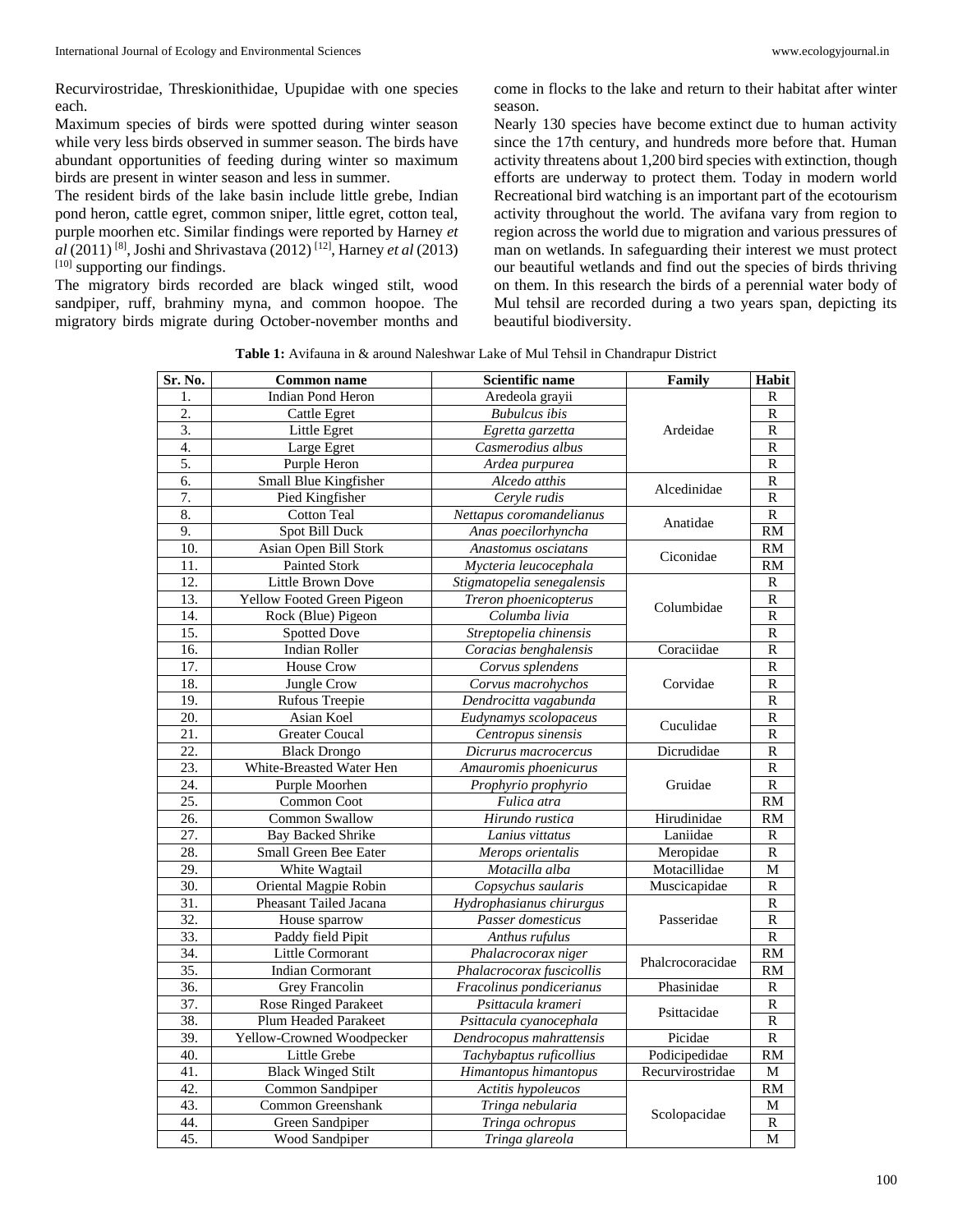Recurvirostridae, Threskionithidae, Upupidae with one species each.

Maximum species of birds were spotted during winter season while very less birds observed in summer season. The birds have abundant opportunities of feeding during winter so maximum birds are present in winter season and less in summer.

The resident birds of the lake basin include little grebe, Indian pond heron, cattle egret, common sniper, little egret, cotton teal, purple moorhen etc. Similar findings were reported by Harney *et al* (2011) [8], Joshi and Shrivastava (2012) [12], Harney *et al* (2013) [10] supporting our findings.

The migratory birds recorded are black winged stilt, wood sandpiper, ruff, brahminy myna, and common hoopoe. The migratory birds migrate during October-november months and come in flocks to the lake and return to their habitat after winter season.

Nearly 130 species have become extinct due to human activity since the 17th century, and hundreds more before that. Human activity threatens about 1,200 bird species with extinction, though efforts are underway to protect them. Today in modern world Recreational bird watching is an important part of the ecotourism activity throughout the world. The avifana vary from region to region across the world due to migration and various pressures of man on wetlands. In safeguarding their interest we must protect our beautiful wetlands and find out the species of birds thriving on them. In this research the birds of a perennial water body of Mul tehsil are recorded during a two years span, depicting its beautiful biodiversity.

**Table 1:** Avifauna in & around Naleshwar Lake of Mul Tehsil in Chandrapur District

| Sr. No. | Common name | Scientific name | Family | Habit |
|---|---|---|---|---|
| 1. | Indian Pond Heron | Aredeola grayii | Ardeidae | R |
| 2. | Cattle Egret | *Bubulcus ibis* | | R |
| 3. | Little Egret | *Egretta garzetta* | | R |
| 4. | Large Egret | *Casmerodius albus* | | R |
| 5. | Purple Heron | *Ardea purpurea* | | R |
| 6. | Small Blue Kingfisher | *Alcedo atthis* | Alcedinidae | R |
| 7. | Pied Kingfisher | *Ceryle rudis* | | R |
| 8. | Cotton Teal | *Nettapus coromandelianus* | Anatidae | R |
| 9. | Spot Bill Duck | *Anas poecilorhyncha* | | RM |
| 10. | Asian Open Bill Stork | *Anastomus osciatans* | Ciconidae | RM |
| 11. | Painted Stork | *Mycteria leucocephala* | | RM |
| 12. | Little Brown Dove | *Stigmatopelia senegalensis* | Columbidae | R |
| 13. | Yellow Footed Green Pigeon | *Treron phoenicopterus* | | R |
| 14. | Rock (Blue) Pigeon | *Columba livia* | | R |
| 15. | Spotted Dove | *Streptopelia chinensis* | | R |
| 16. | Indian Roller | *Coracias benghalensis* | Coraciidae | R |
| 17. | House Crow | *Corvus splendens* | Corvidae | R |
| 18. | Jungle Crow | *Corvus macrohychos* | | R |
| 19. | Rufous Treepie | *Dendrocitta vagabunda* | | R |
| 20. | Asian Koel | *Eudynamys scolopaceus* | Cuculidae | R |
| 21. | Greater Coucal | *Centropus sinensis* | | R |
| 22. | Black Drongo | *Dicrurus macrocercus* | Dicrudidae | R |
| 23. | White-Breasted Water Hen | *Amauromis phoenicurus* | Gruidae | R |
| 24. | Purple Moorhen | *Prophyrio prophyrio* | | R |
| 25. | Common Coot | *Fulica atra* | | RM |
| 26. | Common Swallow | *Hirundo rustica* | Hirudinidae | RM |
| 27. | Bay Backed Shrike | *Lanius vittatus* | Laniidae | R |
| 28. | Small Green Bee Eater | *Merops orientalis* | Meropidae | R |
| 29. | White Wagtail | *Motacilla alba* | Motacillidae | M |
| 30. | Oriental Magpie Robin | *Copsychus saularis* | Muscicapidae | R |
| 31. | Pheasant Tailed Jacana | *Hydrophasianus chirurgus* | Passeridae | R |
| 32. | House sparrow | *Passer domesticus* | | R |
| 33. | Paddy field Pipit | *Anthus rufulus* | | R |
| 34. | Little Cormorant | *Phalacrocorax niger* | Phalcrocoracidae | RM |
| 35. | Indian Cormorant | *Phalacrocorax fuscicollis* | | RM |
| 36. | Grey Francolin | *Fracolinus pondicerianus* | Phasinidae | R |
| 37. | Rose Ringed Parakeet | *Psittacula krameri* | Psittacidae | R |
| 38. | Plum Headed Parakeet | *Psittacula cyanocephala* | | R |
| 39. | Yellow-Crowned Woodpecker | *Dendrocopus mahrattensis* | Picidae | R |
| 40. | Little Grebe | *Tachybaptus ruficollius* | Podicipedidae | RM |
| 41. | Black Winged Stilt | *Himantopus himantopus* | Recurvirostridae | M |
| 42. | Common Sandpiper | *Actitis hypoleucos* | Scolopacidae | RM |
| 43. | Common Greenshank | *Tringa nebularia* | | M |
| 44. | Green Sandpiper | *Tringa ochropus* | | R |
| 45. | Wood Sandpiper | *Tringa glareola* | | M |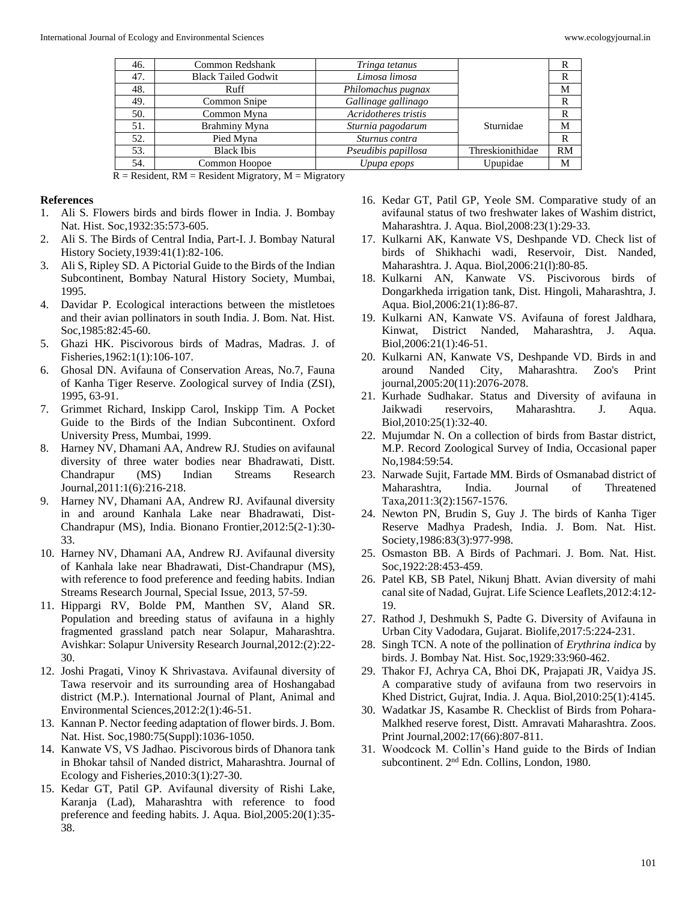| | | | | |
|---|---|---|---|---|
| 46. | Common Redshank | *Tringa tetanus* | | R |
| 47. | Black Tailed Godwit | *Limosa limosa* | | R |
| 48. | Ruff | *Philomachus pugnax* | | M |
| 49. | Common Snipe | *Gallinage gallinago* | | R |
| 50. | Common Myna | *Acridotheres tristis* | Sturnidae | R |
| 51. | Brahminy Myna | *Sturnia pagodarum* | | M |
| 52. | Pied Myna | *Sturnus contra* | | R |
| 53. | Black Ibis | *Pseudibis papillosa* | Threskionithidae | RM |
| 54. | Common Hoopoe | *Upupa epops* | Upupidae | M |

R = Resident, RM = Resident Migratory, M = Migratory

## References

1. Ali S. Flowers birds and birds flower in India. J. Bombay Nat. Hist. Soc,1932:35:573-605.
2. Ali S. The Birds of Central India, Part-I. J. Bombay Natural History Society,1939:41(1):82-106.
3. Ali S, Ripley SD. A Pictorial Guide to the Birds of the Indian Subcontinent, Bombay Natural History Society, Mumbai, 1995.
4. Davidar P. Ecological interactions between the mistletoes and their avian pollinators in south India. J. Bom. Nat. Hist. Soc,1985:82:45-60.
5. Ghazi HK. Piscivorous birds of Madras, Madras. J. of Fisheries,1962:1(1):106-107.
6. Ghosal DN. Avifauna of Conservation Areas, No.7, Fauna of Kanha Tiger Reserve. Zoological survey of India (ZSI), 1995, 63-91.
7. Grimmet Richard, Inskipp Carol, Inskipp Tim. A Pocket Guide to the Birds of the Indian Subcontinent. Oxford University Press, Mumbai, 1999.
8. Harney NV, Dhamani AA, Andrew RJ. Studies on avifaunal diversity of three water bodies near Bhadrawati, Distt. Chandrapur (MS) Indian Streams Research Journal,2011:1(6):216-218.
9. Harney NV, Dhamani AA, Andrew RJ. Avifaunal diversity in and around Kanhala Lake near Bhadrawati, Dist-Chandrapur (MS), India. Bionano Frontier,2012:5(2-1):30-33.
10. Harney NV, Dhamani AA, Andrew RJ. Avifaunal diversity of Kanhala lake near Bhadrawati, Dist-Chandrapur (MS), with reference to food preference and feeding habits. Indian Streams Research Journal, Special Issue, 2013, 57-59.
11. Hippargi RV, Bolde PM, Manthen SV, Aland SR. Population and breeding status of avifauna in a highly fragmented grassland patch near Solapur, Maharashtra. Avishkar: Solapur University Research Journal,2012:(2):22-30.
12. Joshi Pragati, Vinoy K Shrivastava. Avifaunal diversity of Tawa reservoir and its surrounding area of Hoshangabad district (M.P.). International Journal of Plant, Animal and Environmental Sciences,2012:2(1):46-51.
13. Kannan P. Nector feeding adaptation of flower birds. J. Bom. Nat. Hist. Soc,1980:75(Suppl):1036-1050.
14. Kanwate VS, VS Jadhao. Piscivorous birds of Dhanora tank in Bhokar tahsil of Nanded district, Maharashtra. Journal of Ecology and Fisheries,2010:3(1):27-30.
15. Kedar GT, Patil GP. Avifaunal diversity of Rishi Lake, Karanja (Lad), Maharashtra with reference to food preference and feeding habits. J. Aqua. Biol,2005:20(1):35-38.
16. Kedar GT, Patil GP, Yeole SM. Comparative study of an avifaunal status of two freshwater lakes of Washim district, Maharashtra. J. Aqua. Biol,2008:23(1):29-33.
17. Kulkarni AK, Kanwate VS, Deshpande VD. Check list of birds of Shikhachi wadi, Reservoir, Dist. Nanded, Maharashtra. J. Aqua. Biol,2006:21(l):80-85.
18. Kulkarni AN, Kanwate VS. Piscivorous birds of Dongarkheda irrigation tank, Dist. Hingoli, Maharashtra, J. Aqua. Biol,2006:21(1):86-87.
19. Kulkarni AN, Kanwate VS. Avifauna of forest Jaldhara, Kinwat, District Nanded, Maharashtra, J. Aqua. Biol,2006:21(1):46-51.
20. Kulkarni AN, Kanwate VS, Deshpande VD. Birds in and around Nanded City, Maharashtra. Zoo's Print journal,2005:20(11):2076-2078.
21. Kurhade Sudhakar. Status and Diversity of avifauna in Jaikwadi reservoirs, Maharashtra. J. Aqua. Biol,2010:25(1):32-40.
22. Mujumdar N. On a collection of birds from Bastar district, M.P. Record Zoological Survey of India, Occasional paper No,1984:59:54.
23. Narwade Sujit, Fartade MM. Birds of Osmanabad district of Maharashtra, India. Journal of Threatened Taxa,2011:3(2):1567-1576.
24. Newton PN, Brudin S, Guy J. The birds of Kanha Tiger Reserve Madhya Pradesh, India. J. Bom. Nat. Hist. Society,1986:83(3):977-998.
25. Osmaston BB. A Birds of Pachmari. J. Bom. Nat. Hist. Soc,1922:28:453-459.
26. Patel KB, SB Patel, Nikunj Bhatt. Avian diversity of mahi canal site of Nadad, Gujrat. Life Science Leaflets,2012:4:12-19.
27. Rathod J, Deshmukh S, Padte G. Diversity of Avifauna in Urban City Vadodara, Gujarat. Biolife,2017:5:224-231.
28. Singh TCN. A note of the pollination of *Erythrina indica* by birds. J. Bombay Nat. Hist. Soc,1929:33:960-462.
29. Thakor FJ, Achrya CA, Bhoi DK, Prajapati JR, Vaidya JS. A comparative study of avifauna from two reservoirs in Khed District, Gujrat, India. J. Aqua. Biol,2010:25(1):4145.
30. Wadatkar JS, Kasambe R. Checklist of Birds from Pohara-Malkhed reserve forest, Distt. Amravati Maharashtra. Zoos. Print Journal,2002:17(66):807-811.
31. Woodcock M. Collin's Hand guide to the Birds of Indian subcontinent. 2nd Edn. Collins, London, 1980.